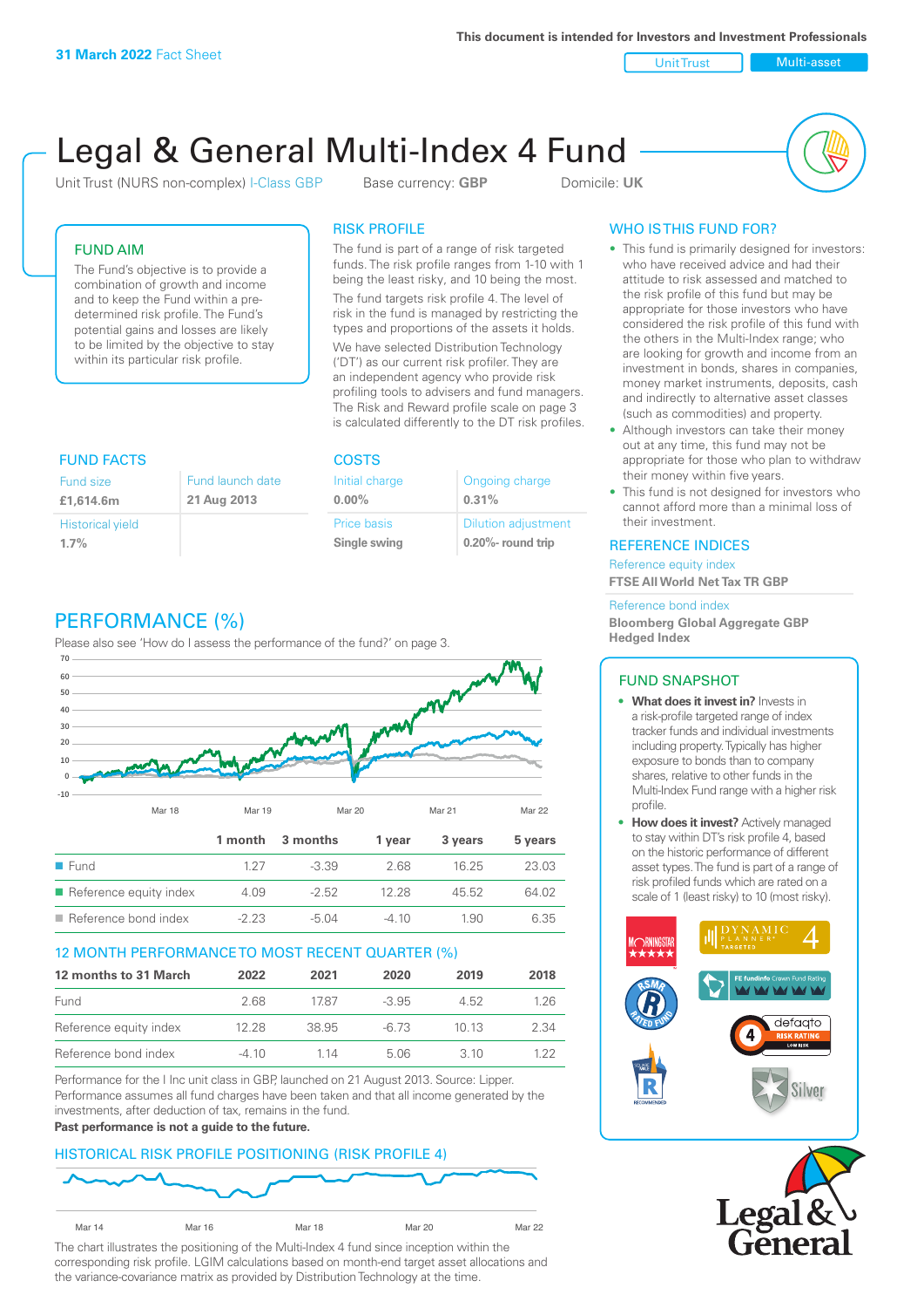This document is intended for Investors and Investment Professionals

**31 March 2022** Fact Sheet

Unit Trust | Multi-asset

# Legal & General Multi-Index 4 Fund

Unit Trust (NURS non-complex) I-Class GBP    Base currency: **GBP**    Domicile: **UK**

## FUND AIM

The Fund's objective is to provide a combination of growth and income and to keep the Fund within a pre-determined risk profile. The Fund's potential gains and losses are likely to be limited by the objective to stay within its particular risk profile.

## RISK PROFILE

The fund is part of a range of risk targeted funds. The risk profile ranges from 1-10 with 1 being the least risky, and 10 being the most.

The fund targets risk profile 4. The level of risk in the fund is managed by restricting the types and proportions of the assets it holds.

We have selected Distribution Technology ('DT') as our current risk profiler. They are an independent agency who provide risk profiling tools to advisers and fund managers. The Risk and Reward profile scale on page 3 is calculated differently to the DT risk profiles.

## WHO IS THIS FUND FOR?

- This fund is primarily designed for investors: who have received advice and had their attitude to risk assessed and matched to the risk profile of this fund but may be appropriate for those investors who have considered the risk profile of this fund with the others in the Multi-Index range; who are looking for growth and income from an investment in bonds, shares in companies, money market instruments, deposits, cash and indirectly to alternative asset classes (such as commodities) and property.
- Although investors can take their money out at any time, this fund may not be appropriate for those who plan to withdraw their money within five years.
- This fund is not designed for investors who cannot afford more than a minimal loss of their investment.

## FUND FACTS

| Fund size | Fund launch date |
|---|---|
| **£1,614.6m** | **21 Aug 2013** |
| Historical yield | |
| **1.7%** | |

## COSTS

| Initial charge | Ongoing charge |
|---|---|
| **0.00%** | **0.31%** |
| Price basis | Dilution adjustment |
| **Single swing** | **0.20%- round trip** |

## REFERENCE INDICES

Reference equity index
**FTSE All World Net Tax TR GBP**

Reference bond index
**Bloomberg Global Aggregate GBP Hedged Index**

## PERFORMANCE (%)

Please also see 'How do I assess the performance of the fund?' on page 3.

| | 1 month | 3 months | 1 year | 3 years | 5 years |
|---|---|---|---|---|---|
| Fund | 1.27 | -3.39 | 2.68 | 16.25 | 23.03 |
| Reference equity index | 4.09 | -2.52 | 12.28 | 45.52 | 64.02 |
| Reference bond index | -2.23 | -5.04 | -4.10 | 1.90 | 6.35 |

## 12 MONTH PERFORMANCE TO MOST RECENT QUARTER (%)

| 12 months to 31 March | 2022 | 2021 | 2020 | 2019 | 2018 |
|---|---|---|---|---|---|
| Fund | 2.68 | 17.87 | -3.95 | 4.52 | 1.26 |
| Reference equity index | 12.28 | 38.95 | -6.73 | 10.13 | 2.34 |
| Reference bond index | -4.10 | 1.14 | 5.06 | 3.10 | 1.22 |

Performance for the I Inc unit class in GBP, launched on 21 August 2013. Source: Lipper. Performance assumes all fund charges have been taken and that all income generated by the investments, after deduction of tax, remains in the fund.

**Past performance is not a guide to the future.**

## HISTORICAL RISK PROFILE POSITIONING (RISK PROFILE 4)

The chart illustrates the positioning of the Multi-Index 4 fund since inception within the corresponding risk profile. LGIM calculations based on month-end target asset allocations and the variance-covariance matrix as provided by Distribution Technology at the time.

## FUND SNAPSHOT

- **What does it invest in?** Invests in a risk-profile targeted range of index tracker funds and individual investments including property. Typically has higher exposure to bonds than to company shares, relative to other funds in the Multi-Index Fund range with a higher risk profile.
- **How does it invest?** Actively managed to stay within DT's risk profile 4, based on the historic performance of different asset types. The fund is part of a range of risk profiled funds which are rated on a scale of 1 (least risky) to 10 (most risky).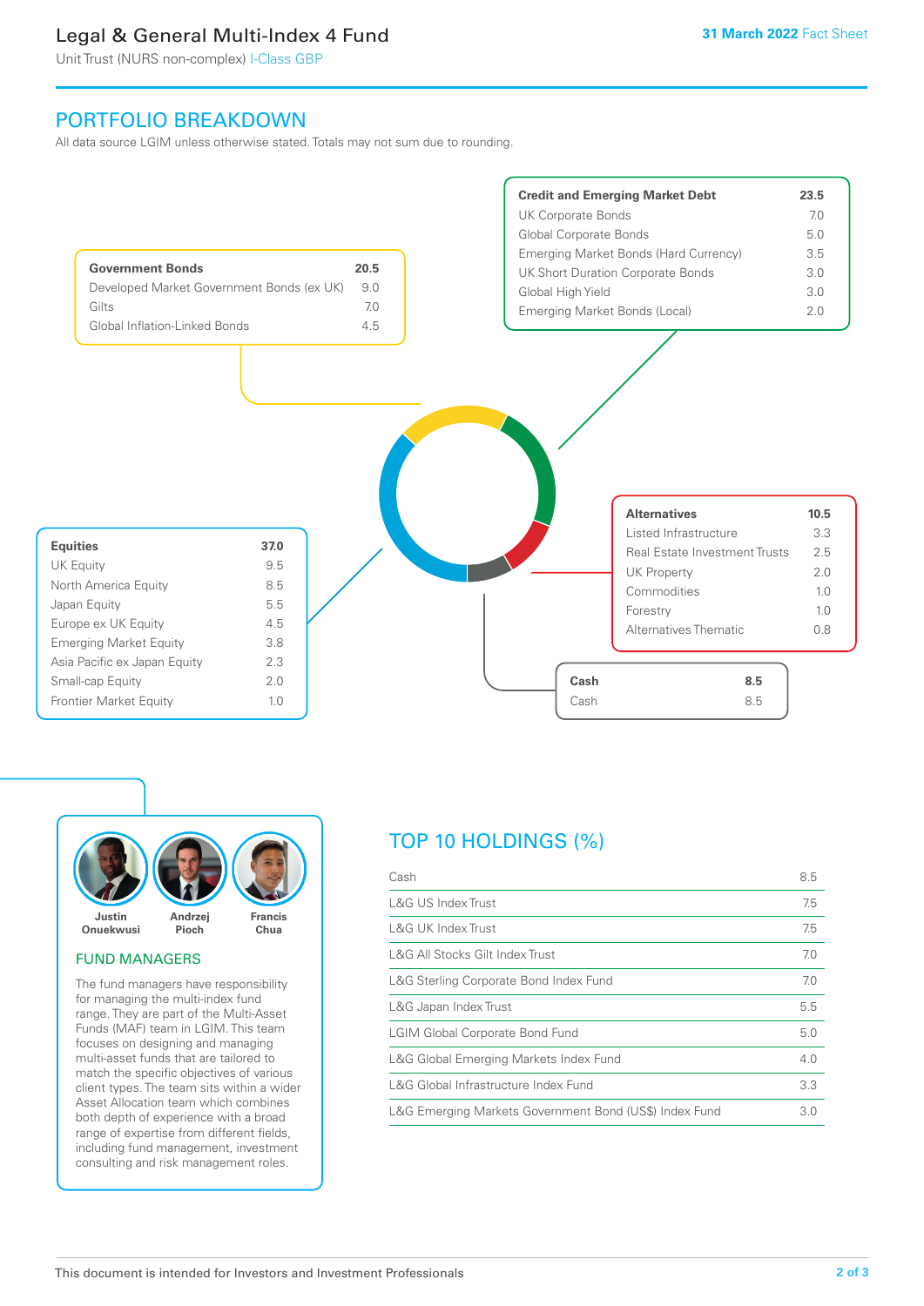# Legal & General Multi-Index 4 Fund

Unit Trust (NURS non-complex) I-Class GBP

**31 March 2022** Fact Sheet

## PORTFOLIO BREAKDOWN

All data source LGIM unless otherwise stated. Totals may not sum due to rounding.

| Government Bonds | 20.5 |
|---|---|
| Developed Market Government Bonds (ex UK) | 9.0 |
| Gilts | 7.0 |
| Global Inflation-Linked Bonds | 4.5 |

| Credit and Emerging Market Debt | 23.5 |
|---|---|
| UK Corporate Bonds | 7.0 |
| Global Corporate Bonds | 5.0 |
| Emerging Market Bonds (Hard Currency) | 3.5 |
| UK Short Duration Corporate Bonds | 3.0 |
| Global High Yield | 3.0 |
| Emerging Market Bonds (Local) | 2.0 |

| Equities | 37.0 |
|---|---|
| UK Equity | 9.5 |
| North America Equity | 8.5 |
| Japan Equity | 5.5 |
| Europe ex UK Equity | 4.5 |
| Emerging Market Equity | 3.8 |
| Asia Pacific ex Japan Equity | 2.3 |
| Small-cap Equity | 2.0 |
| Frontier Market Equity | 1.0 |

| Alternatives | 10.5 |
|---|---|
| Listed Infrastructure | 3.3 |
| Real Estate Investment Trusts | 2.5 |
| UK Property | 2.0 |
| Commodities | 1.0 |
| Forestry | 1.0 |
| Alternatives Thematic | 0.8 |

| Cash | 8.5 |
|---|---|
| Cash | 8.5 |

Justin Onuekwusi, Andrzej Pioch, Francis Chua

### FUND MANAGERS

The fund managers have responsibility for managing the multi-index fund range. They are part of the Multi-Asset Funds (MAF) team in LGIM. This team focuses on designing and managing multi-asset funds that are tailored to match the specific objectives of various client types. The team sits within a wider Asset Allocation team which combines both depth of experience with a broad range of expertise from different fields, including fund management, investment consulting and risk management roles.

## TOP 10 HOLDINGS (%)

| Holding | % |
|---|---|
| Cash | 8.5 |
| L&G US Index Trust | 7.5 |
| L&G UK Index Trust | 7.5 |
| L&G All Stocks Gilt Index Trust | 7.0 |
| L&G Sterling Corporate Bond Index Fund | 7.0 |
| L&G Japan Index Trust | 5.5 |
| LGIM Global Corporate Bond Fund | 5.0 |
| L&G Global Emerging Markets Index Fund | 4.0 |
| L&G Global Infrastructure Index Fund | 3.3 |
| L&G Emerging Markets Government Bond (US$) Index Fund | 3.0 |

This document is intended for Investors and Investment Professionals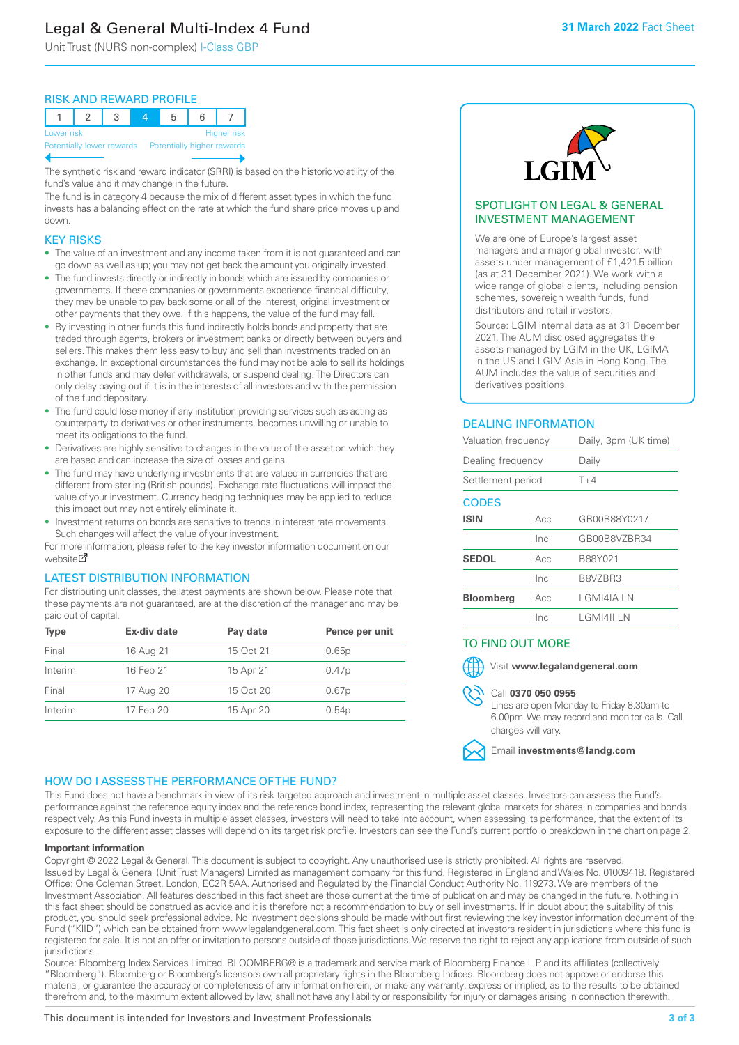# Legal & General Multi-Index 4 Fund

Unit Trust (NURS non-complex) I-Class GBP

**31 March 2022** Fact Sheet

## RISK AND REWARD PROFILE

| 1 | 2 | 3 | 4 | 5 | 6 | 7 |
|---|---|---|---|---|---|---|

Lower risk — Higher risk

Potentially lower rewards — Potentially higher rewards

The synthetic risk and reward indicator (SRRI) is based on the historic volatility of the fund's value and it may change in the future.

The fund is in category 4 because the mix of different asset types in which the fund invests has a balancing effect on the rate at which the fund share price moves up and down.

## KEY RISKS

- The value of an investment and any income taken from it is not guaranteed and can go down as well as up; you may not get back the amount you originally invested.
- The fund invests directly or indirectly in bonds which are issued by companies or governments. If these companies or governments experience financial difficulty, they may be unable to pay back some or all of the interest, original investment or other payments that they owe. If this happens, the value of the fund may fall.
- By investing in other funds this fund indirectly holds bonds and property that are traded through agents, brokers or investment banks or directly between buyers and sellers. This makes them less easy to buy and sell than investments traded on an exchange. In exceptional circumstances the fund may not be able to sell its holdings in other funds and may defer withdrawals, or suspend dealing. The Directors can only delay paying out if it is in the interests of all investors and with the permission of the fund depositary.
- The fund could lose money if any institution providing services such as acting as counterparty to derivatives or other instruments, becomes unwilling or unable to meet its obligations to the fund.
- Derivatives are highly sensitive to changes in the value of the asset on which they are based and can increase the size of losses and gains.
- The fund may have underlying investments that are valued in currencies that are different from sterling (British pounds). Exchange rate fluctuations will impact the value of your investment. Currency hedging techniques may be applied to reduce this impact but may not entirely eliminate it.
- Investment returns on bonds are sensitive to trends in interest rate movements. Such changes will affect the value of your investment.

For more information, please refer to the key investor information document on our website

## LATEST DISTRIBUTION INFORMATION

For distributing unit classes, the latest payments are shown below. Please note that these payments are not guaranteed, are at the discretion of the manager and may be paid out of capital.

| Type | Ex-div date | Pay date | Pence per unit |
|---|---|---|---|
| Final | 16 Aug 21 | 15 Oct 21 | 0.65p |
| Interim | 16 Feb 21 | 15 Apr 21 | 0.47p |
| Final | 17 Aug 20 | 15 Oct 20 | 0.67p |
| Interim | 17 Feb 20 | 15 Apr 20 | 0.54p |

## SPOTLIGHT ON LEGAL & GENERAL INVESTMENT MANAGEMENT

We are one of Europe's largest asset managers and a major global investor, with assets under management of £1,421.5 billion (as at 31 December 2021). We work with a wide range of global clients, including pension schemes, sovereign wealth funds, fund distributors and retail investors.

Source: LGIM internal data as at 31 December 2021. The AUM disclosed aggregates the assets managed by LGIM in the UK, LGIMA in the US and LGIM Asia in Hong Kong. The AUM includes the value of securities and derivatives positions.

## DEALING INFORMATION

| | |
|---|---|
| Valuation frequency | Daily, 3pm (UK time) |
| Dealing frequency | Daily |
| Settlement period | T+4 |

## CODES

| | | |
|---|---|---|
| **ISIN** | I Acc | GB00B88Y0217 |
| | I Inc | GB00B8VZBR34 |
| **SEDOL** | I Acc | B88Y021 |
| | I Inc | B8VZBR3 |
| **Bloomberg** | I Acc | LGMI4IA LN |
| | I Inc | LGMI4II LN |

## TO FIND OUT MORE

Visit **www.legalandgeneral.com**

Call **0370 050 0955**
Lines are open Monday to Friday 8.30am to 6.00pm. We may record and monitor calls. Call charges will vary.

Email **investments@landg.com**

## HOW DO I ASSESS THE PERFORMANCE OF THE FUND?

This Fund does not have a benchmark in view of its risk targeted approach and investment in multiple asset classes. Investors can assess the Fund's performance against the reference equity index and the reference bond index, representing the relevant global markets for shares in companies and bonds respectively. As this Fund invests in multiple asset classes, investors will need to take into account, when assessing its performance, that the extent of its exposure to the different asset classes will depend on its target risk profile. Investors can see the Fund's current portfolio breakdown in the chart on page 2.

**Important information**

Copyright © 2022 Legal & General. This document is subject to copyright. Any unauthorised use is strictly prohibited. All rights are reserved.
Issued by Legal & General (Unit Trust Managers) Limited as management company for this fund. Registered in England and Wales No. 01009418. Registered Office: One Coleman Street, London, EC2R 5AA. Authorised and Regulated by the Financial Conduct Authority No. 119273. We are members of the Investment Association. All features described in this fact sheet are those current at the time of publication and may be changed in the future. Nothing in this fact sheet should be construed as advice and it is therefore not a recommendation to buy or sell investments. If in doubt about the suitability of this product, you should seek professional advice. No investment decisions should be made without first reviewing the key investor information document of the Fund ("KIID") which can be obtained from www.legalandgeneral.com. This fact sheet is only directed at investors resident in jurisdictions where this fund is registered for sale. It is not an offer or invitation to persons outside of those jurisdictions. We reserve the right to reject any applications from outside of such jurisdictions.
Source: Bloomberg Index Services Limited. BLOOMBERG® is a trademark and service mark of Bloomberg Finance L.P. and its affiliates (collectively "Bloomberg"). Bloomberg or Bloomberg's licensors own all proprietary rights in the Bloomberg Indices. Bloomberg does not approve or endorse this material, or guarantee the accuracy or completeness of any information herein, or make any warranty, express or implied, as to the results to be obtained therefrom and, to the maximum extent allowed by law, shall not have any liability or responsibility for injury or damages arising in connection therewith.

This document is intended for Investors and Investment Professionals